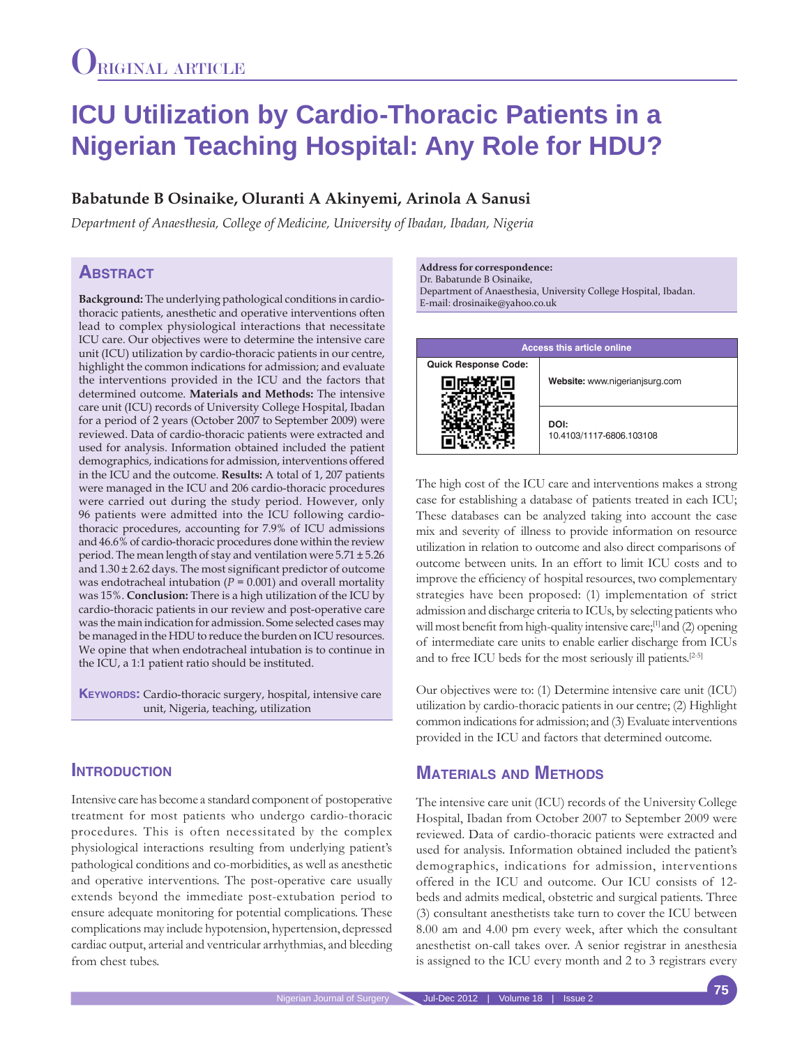Original Article

# ICU Utilization by Cardio-Thoracic Patients in a Nigerian Teaching Hospital: Any Role for HDU?

**Babatunde B Osinaike, Oluranti A Akinyemi, Arinola A Sanusi**

*Department of Anaesthesia, College of Medicine, University of Ibadan, Ibadan, Nigeria*

## Abstract

**Background:** The underlying pathological conditions in cardio-thoracic patients, anesthetic and operative interventions often lead to complex physiological interactions that necessitate ICU care. Our objectives were to determine the intensive care unit (ICU) utilization by cardio-thoracic patients in our centre, highlight the common indications for admission; and evaluate the interventions provided in the ICU and the factors that determined outcome. **Materials and Methods:** The intensive care unit (ICU) records of University College Hospital, Ibadan for a period of 2 years (October 2007 to September 2009) were reviewed. Data of cardio-thoracic patients were extracted and used for analysis. Information obtained included the patient demographics, indications for admission, interventions offered in the ICU and the outcome. **Results:** A total of 1, 207 patients were managed in the ICU and 206 cardio-thoracic procedures were carried out during the study period. However, only 96 patients were admitted into the ICU following cardio-thoracic procedures, accounting for 7.9% of ICU admissions and 46.6% of cardio-thoracic procedures done within the review period. The mean length of stay and ventilation were 5.71 ± 5.26 and 1.30 ± 2.62 days. The most significant predictor of outcome was endotracheal intubation ($P = 0.001$) and overall mortality was 15%. **Conclusion:** There is a high utilization of the ICU by cardio-thoracic patients in our review and post-operative care was the main indication for admission. Some selected cases may be managed in the HDU to reduce the burden on ICU resources. We opine that when endotracheal intubation is to continue in the ICU, a 1:1 patient ratio should be instituted.

**Keywords:** Cardio-thoracic surgery, hospital, intensive care unit, Nigeria, teaching, utilization

**Address for correspondence:**
Dr. Babatunde B Osinaike,
Department of Anaesthesia, University College Hospital, Ibadan.
E-mail: drosinaike@yahoo.co.uk

| Access this article online | |
|---|---|
| Quick Response Code: | Website: www.nigerianjsurg.com |
| | DOI: 10.4103/1117-6806.103108 |

## Introduction

Intensive care has become a standard component of postoperative treatment for most patients who undergo cardio-thoracic procedures. This is often necessitated by the complex physiological interactions resulting from underlying patient's pathological conditions and co-morbidities, as well as anesthetic and operative interventions. The post-operative care usually extends beyond the immediate post-extubation period to ensure adequate monitoring for potential complications. These complications may include hypotension, hypertension, depressed cardiac output, arterial and ventricular arrhythmias, and bleeding from chest tubes.

The high cost of the ICU care and interventions makes a strong case for establishing a database of patients treated in each ICU; These databases can be analyzed taking into account the case mix and severity of illness to provide information on resource utilization in relation to outcome and also direct comparisons of outcome between units. In an effort to limit ICU costs and to improve the efficiency of hospital resources, two complementary strategies have been proposed: (1) implementation of strict admission and discharge criteria to ICUs, by selecting patients who will most benefit from high-quality intensive care;[1] and (2) opening of intermediate care units to enable earlier discharge from ICUs and to free ICU beds for the most seriously ill patients.[2-5]

Our objectives were to: (1) Determine intensive care unit (ICU) utilization by cardio-thoracic patients in our centre; (2) Highlight common indications for admission; and (3) Evaluate interventions provided in the ICU and factors that determined outcome.

## Materials and Methods

The intensive care unit (ICU) records of the University College Hospital, Ibadan from October 2007 to September 2009 were reviewed. Data of cardio-thoracic patients were extracted and used for analysis. Information obtained included the patient's demographics, indications for admission, interventions offered in the ICU and outcome. Our ICU consists of 12-beds and admits medical, obstetric and surgical patients. Three (3) consultant anesthetists take turn to cover the ICU between 8.00 am and 4.00 pm every week, after which the consultant anesthetist on-call takes over. A senior registrar in anesthesia is assigned to the ICU every month and 2 to 3 registrars every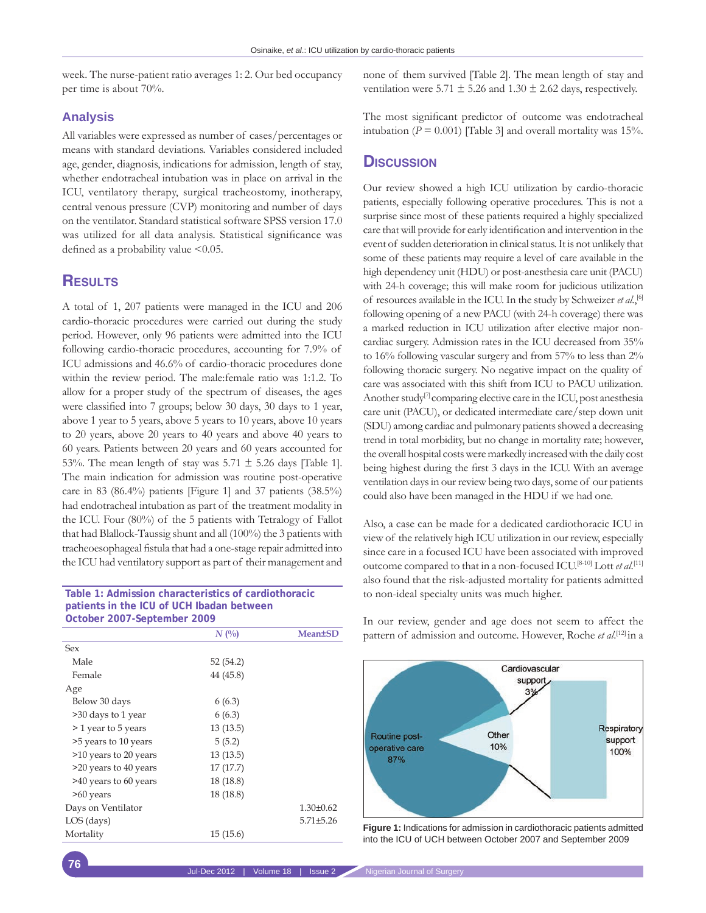week. The nurse-patient ratio averages 1: 2. Our bed occupancy per time is about 70%.

### Analysis

All variables were expressed as number of cases/percentages or means with standard deviations. Variables considered included age, gender, diagnosis, indications for admission, length of stay, whether endotracheal intubation was in place on arrival in the ICU, ventilatory therapy, surgical tracheostomy, inotherapy, central venous pressure (CVP) monitoring and number of days on the ventilator. Standard statistical software SPSS version 17.0 was utilized for all data analysis. Statistical significance was defined as a probability value <0.05.

## Results

A total of 1, 207 patients were managed in the ICU and 206 cardio-thoracic procedures were carried out during the study period. However, only 96 patients were admitted into the ICU following cardio-thoracic procedures, accounting for 7.9% of ICU admissions and 46.6% of cardio-thoracic procedures done within the review period. The male:female ratio was 1:1.2. To allow for a proper study of the spectrum of diseases, the ages were classified into 7 groups; below 30 days, 30 days to 1 year, above 1 year to 5 years, above 5 years to 10 years, above 10 years to 20 years, above 20 years to 40 years and above 40 years to 60 years. Patients between 20 years and 60 years accounted for 53%. The mean length of stay was 5.71 ± 5.26 days [Table 1]. The main indication for admission was routine post-operative care in 83 (86.4%) patients [Figure 1] and 37 patients (38.5%) had endotracheal intubation as part of the treatment modality in the ICU. Four (80%) of the 5 patients with Tetralogy of Fallot that had Blallock-Taussig shunt and all (100%) the 3 patients with tracheoesophageal fistula that had a one-stage repair admitted into the ICU had ventilatory support as part of their management and none of them survived [Table 2]. The mean length of stay and ventilation were 5.71 ± 5.26 and 1.30 ± 2.62 days, respectively.

**Table 1: Admission characteristics of cardiothoracic patients in the ICU of UCH Ibadan between October 2007-September 2009**

| | *N* (%) | Mean±SD |
|---|---|---|
| Sex | | |
| Male | 52 (54.2) | |
| Female | 44 (45.8) | |
| Age | | |
| Below 30 days | 6 (6.3) | |
| >30 days to 1 year | 6 (6.3) | |
| > 1 year to 5 years | 13 (13.5) | |
| >5 years to 10 years | 5 (5.2) | |
| >10 years to 20 years | 13 (13.5) | |
| >20 years to 40 years | 17 (17.7) | |
| >40 years to 60 years | 18 (18.8) | |
| >60 years | 18 (18.8) | |
| Days on Ventilator | | 1.30±0.62 |
| LOS (days) | | 5.71±5.26 |
| Mortality | 15 (15.6) | |

The most significant predictor of outcome was endotracheal intubation ($P = 0.001$) [Table 3] and overall mortality was 15%.

## Discussion

Our review showed a high ICU utilization by cardio-thoracic patients, especially following operative procedures. This is not a surprise since most of these patients required a highly specialized care that will provide for early identification and intervention in the event of sudden deterioration in clinical status. It is not unlikely that some of these patients may require a level of care available in the high dependency unit (HDU) or post-anesthesia care unit (PACU) with 24-h coverage; this will make room for judicious utilization of resources available in the ICU. In the study by Schweizer *et al*.,[6] following opening of a new PACU (with 24-h coverage) there was a marked reduction in ICU utilization after elective major non-cardiac surgery. Admission rates in the ICU decreased from 35% to 16% following vascular surgery and from 57% to less than 2% following thoracic surgery. No negative impact on the quality of care was associated with this shift from ICU to PACU utilization. Another study[7] comparing elective care in the ICU, post anesthesia care unit (PACU), or dedicated intermediate care/step down unit (SDU) among cardiac and pulmonary patients showed a decreasing trend in total morbidity, but no change in mortality rate; however, the overall hospital costs were markedly increased with the daily cost being highest during the first 3 days in the ICU. With an average ventilation days in our review being two days, some of our patients could also have been managed in the HDU if we had one.

Also, a case can be made for a dedicated cardiothoracic ICU in view of the relatively high ICU utilization in our review, especially since care in a focused ICU have been associated with improved outcome compared to that in a non-focused ICU.[8-10] Lott *et al*.[11] also found that the risk-adjusted mortality for patients admitted to non-ideal specialty units was much higher.

In our review, gender and age does not seem to affect the pattern of admission and outcome. However, Roche *et al*.[12] in a

**Figure 1:** Indications for admission in cardiothoracic patients admitted into the ICU of UCH between October 2007 and September 2009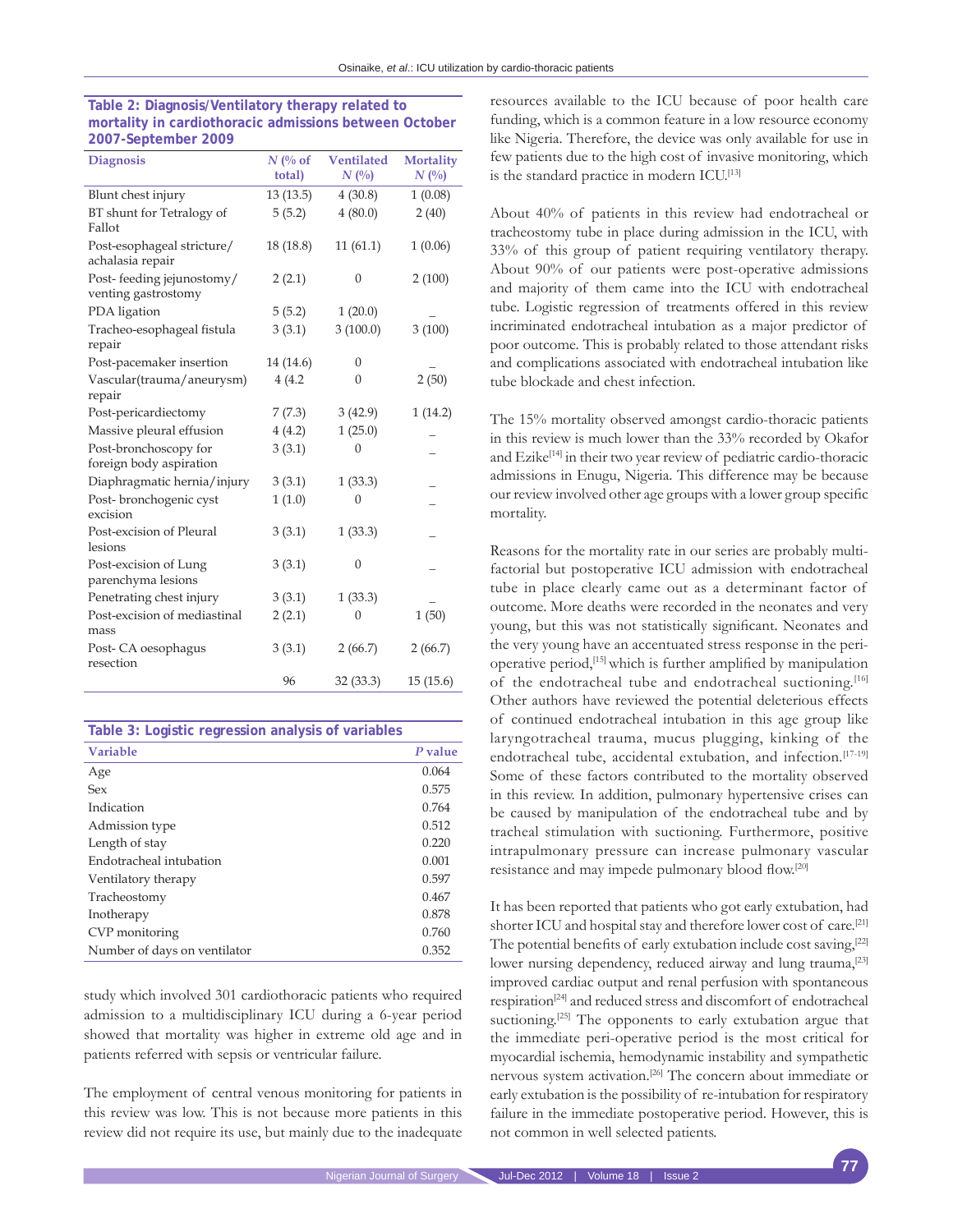**Table 2: Diagnosis/Ventilatory therapy related to mortality in cardiothoracic admissions between October 2007-September 2009**

| Diagnosis | *N* (% of total) | Ventilated *N* (%) | Mortality *N* (%) |
|---|---|---|---|
| Blunt chest injury | 13 (13.5) | 4 (30.8) | 1 (0.08) |
| BT shunt for Tetralogy of Fallot | 5 (5.2) | 4 (80.0) | 2 (40) |
| Post-esophageal stricture/ achalasia repair | 18 (18.8) | 11 (61.1) | 1 (0.06) |
| Post- feeding jejunostomy/ venting gastrostomy | 2 (2.1) | 0 | 2 (100) |
| PDA ligation | 5 (5.2) | 1 (20.0) | _ |
| Tracheo-esophageal fistula repair | 3 (3.1) | 3 (100.0) | 3 (100) |
| Post-pacemaker insertion | 14 (14.6) | 0 | _ |
| Vascular(trauma/aneurysm) repair | 4 (4.2 | 0 | 2 (50) |
| Post-pericardiectomy | 7 (7.3) | 3 (42.9) | 1 (14.2) |
| Massive pleural effusion | 4 (4.2) | 1 (25.0) | _ |
| Post-bronchoscopy for foreign body aspiration | 3 (3.1) | 0 | _ |
| Diaphragmatic hernia/injury | 3 (3.1) | 1 (33.3) | _ |
| Post- bronchogenic cyst excision | 1 (1.0) | 0 | _ |
| Post-excision of Pleural lesions | 3 (3.1) | 1 (33.3) | _ |
| Post-excision of Lung parenchyma lesions | 3 (3.1) | 0 | _ |
| Penetrating chest injury | 3 (3.1) | 1 (33.3) | _ |
| Post-excision of mediastinal mass | 2 (2.1) | 0 | 1 (50) |
| Post- CA oesophagus resection | 3 (3.1) | 2 (66.7) | 2 (66.7) |
| | 96 | 32 (33.3) | 15 (15.6) |

**Table 3: Logistic regression analysis of variables**

| Variable | *P* value |
|---|---|
| Age | 0.064 |
| Sex | 0.575 |
| Indication | 0.764 |
| Admission type | 0.512 |
| Length of stay | 0.220 |
| Endotracheal intubation | 0.001 |
| Ventilatory therapy | 0.597 |
| Tracheostomy | 0.467 |
| Inotherapy | 0.878 |
| CVP monitoring | 0.760 |
| Number of days on ventilator | 0.352 |

study which involved 301 cardiothoracic patients who required admission to a multidisciplinary ICU during a 6-year period showed that mortality was higher in extreme old age and in patients referred with sepsis or ventricular failure.

The employment of central venous monitoring for patients in this review was low. This is not because more patients in this review did not require its use, but mainly due to the inadequate resources available to the ICU because of poor health care funding, which is a common feature in a low resource economy like Nigeria. Therefore, the device was only available for use in few patients due to the high cost of invasive monitoring, which is the standard practice in modern ICU.[13]

About 40% of patients in this review had endotracheal or tracheostomy tube in place during admission in the ICU, with 33% of this group of patient requiring ventilatory therapy. About 90% of our patients were post-operative admissions and majority of them came into the ICU with endotracheal tube. Logistic regression of treatments offered in this review incriminated endotracheal intubation as a major predictor of poor outcome. This is probably related to those attendant risks and complications associated with endotracheal intubation like tube blockade and chest infection.

The 15% mortality observed amongst cardio-thoracic patients in this review is much lower than the 33% recorded by Okafor and Ezike[14] in their two year review of pediatric cardio-thoracic admissions in Enugu, Nigeria. This difference may be because our review involved other age groups with a lower group specific mortality.

Reasons for the mortality rate in our series are probably multi-factorial but postoperative ICU admission with endotracheal tube in place clearly came out as a determinant factor of outcome. More deaths were recorded in the neonates and very young, but this was not statistically significant. Neonates and the very young have an accentuated stress response in the peri-operative period,[15] which is further amplified by manipulation of the endotracheal tube and endotracheal suctioning.[16] Other authors have reviewed the potential deleterious effects of continued endotracheal intubation in this age group like laryngotracheal trauma, mucus plugging, kinking of the endotracheal tube, accidental extubation, and infection.[17-19] Some of these factors contributed to the mortality observed in this review. In addition, pulmonary hypertensive crises can be caused by manipulation of the endotracheal tube and by tracheal stimulation with suctioning. Furthermore, positive intrapulmonary pressure can increase pulmonary vascular resistance and may impede pulmonary blood flow.[20]

It has been reported that patients who got early extubation, had shorter ICU and hospital stay and therefore lower cost of care.[21] The potential benefits of early extubation include cost saving,[22] lower nursing dependency, reduced airway and lung trauma,[23] improved cardiac output and renal perfusion with spontaneous respiration[24] and reduced stress and discomfort of endotracheal suctioning.[25] The opponents to early extubation argue that the immediate peri-operative period is the most critical for myocardial ischemia, hemodynamic instability and sympathetic nervous system activation.[26] The concern about immediate or early extubation is the possibility of re-intubation for respiratory failure in the immediate postoperative period. However, this is not common in well selected patients.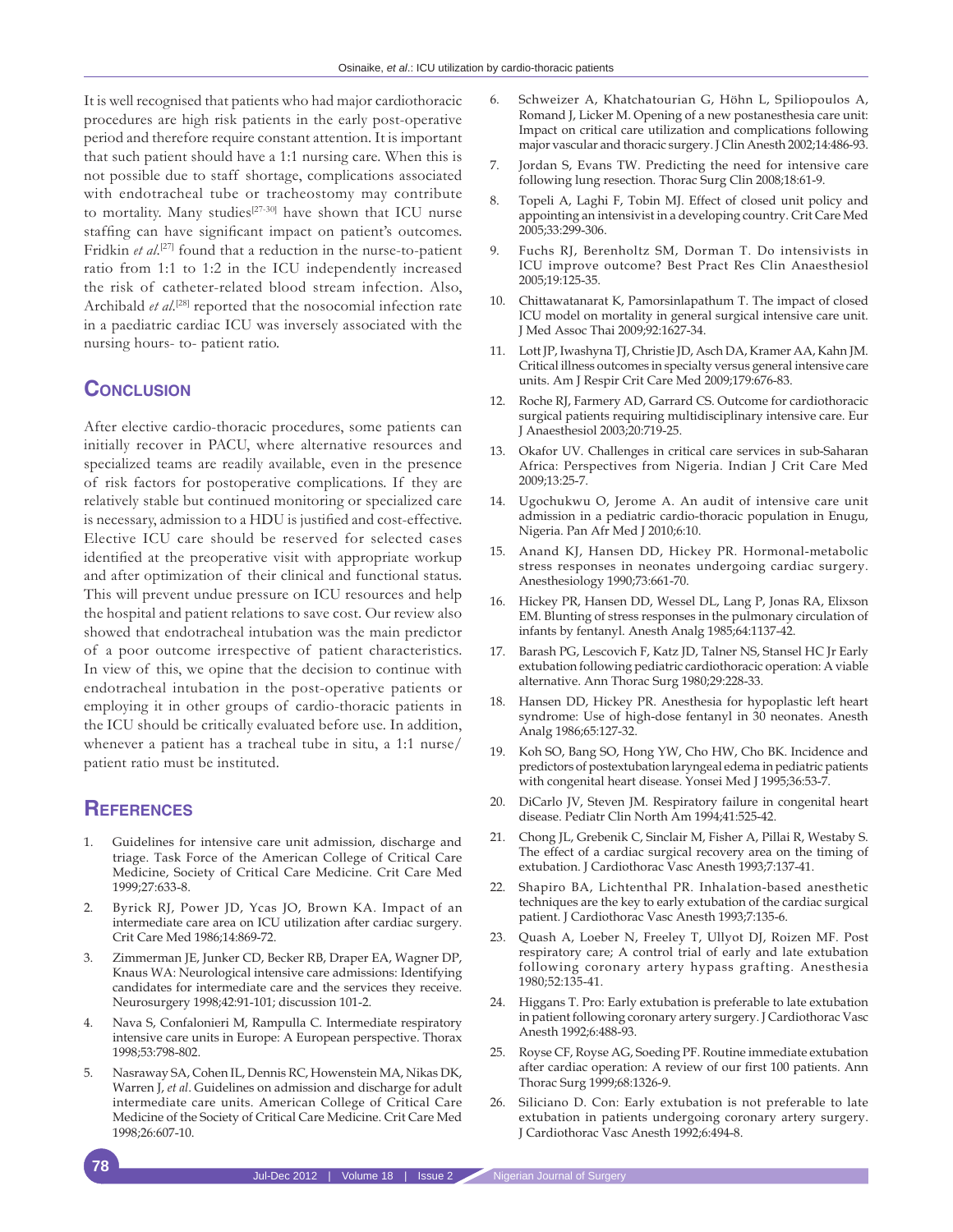It is well recognised that patients who had major cardiothoracic procedures are high risk patients in the early post-operative period and therefore require constant attention. It is important that such patient should have a 1:1 nursing care. When this is not possible due to staff shortage, complications associated with endotracheal tube or tracheostomy may contribute to mortality. Many studies[27-30] have shown that ICU nurse staffing can have significant impact on patient's outcomes. Fridkin *et al*.[27] found that a reduction in the nurse-to-patient ratio from 1:1 to 1:2 in the ICU independently increased the risk of catheter-related blood stream infection. Also, Archibald *et al*.[28] reported that the nosocomial infection rate in a paediatric cardiac ICU was inversely associated with the nursing hours- to- patient ratio.

## Conclusion

After elective cardio-thoracic procedures, some patients can initially recover in PACU, where alternative resources and specialized teams are readily available, even in the presence of risk factors for postoperative complications. If they are relatively stable but continued monitoring or specialized care is necessary, admission to a HDU is justified and cost-effective. Elective ICU care should be reserved for selected cases identified at the preoperative visit with appropriate workup and after optimization of their clinical and functional status. This will prevent undue pressure on ICU resources and help the hospital and patient relations to save cost. Our review also showed that endotracheal intubation was the main predictor of a poor outcome irrespective of patient characteristics. In view of this, we opine that the decision to continue with endotracheal intubation in the post-operative patients or employing it in other groups of cardio-thoracic patients in the ICU should be critically evaluated before use. In addition, whenever a patient has a tracheal tube in situ, a 1:1 nurse/patient ratio must be instituted.

## References

1. Guidelines for intensive care unit admission, discharge and triage. Task Force of the American College of Critical Care Medicine, Society of Critical Care Medicine. Crit Care Med 1999;27:633-8.
2. Byrick RJ, Power JD, Ycas JO, Brown KA. Impact of an intermediate care area on ICU utilization after cardiac surgery. Crit Care Med 1986;14:869-72.
3. Zimmerman JE, Junker CD, Becker RB, Draper EA, Wagner DP, Knaus WA: Neurological intensive care admissions: Identifying candidates for intermediate care and the services they receive. Neurosurgery 1998;42:91-101; discussion 101-2.
4. Nava S, Confalonieri M, Rampulla C. Intermediate respiratory intensive care units in Europe: A European perspective. Thorax 1998;53:798-802.
5. Nasraway SA, Cohen IL, Dennis RC, Howenstein MA, Nikas DK, Warren J, *et al*. Guidelines on admission and discharge for adult intermediate care units. American College of Critical Care Medicine of the Society of Critical Care Medicine. Crit Care Med 1998;26:607-10.
6. Schweizer A, Khatchatourian G, Höhn L, Spiliopoulos A, Romand J, Licker M. Opening of a new postanesthesia care unit: Impact on critical care utilization and complications following major vascular and thoracic surgery. J Clin Anesth 2002;14:486-93.
7. Jordan S, Evans TW. Predicting the need for intensive care following lung resection. Thorac Surg Clin 2008;18:61-9.
8. Topeli A, Laghi F, Tobin MJ. Effect of closed unit policy and appointing an intensivist in a developing country. Crit Care Med 2005;33:299-306.
9. Fuchs RJ, Berenholtz SM, Dorman T. Do intensivists in ICU improve outcome? Best Pract Res Clin Anaesthesiol 2005;19:125-35.
10. Chittawatanarat K, Pamorsinlapathum T. The impact of closed ICU model on mortality in general surgical intensive care unit. J Med Assoc Thai 2009;92:1627-34.
11. Lott JP, Iwashyna TJ, Christie JD, Asch DA, Kramer AA, Kahn JM. Critical illness outcomes in specialty versus general intensive care units. Am J Respir Crit Care Med 2009;179:676-83.
12. Roche RJ, Farmery AD, Garrard CS. Outcome for cardiothoracic surgical patients requiring multidisciplinary intensive care. Eur J Anaesthesiol 2003;20:719-25.
13. Okafor UV. Challenges in critical care services in sub-Saharan Africa: Perspectives from Nigeria. Indian J Crit Care Med 2009;13:25-7.
14. Ugochukwu O, Jerome A. An audit of intensive care unit admission in a pediatric cardio-thoracic population in Enugu, Nigeria. Pan Afr Med J 2010;6:10.
15. Anand KJ, Hansen DD, Hickey PR. Hormonal-metabolic stress responses in neonates undergoing cardiac surgery. Anesthesiology 1990;73:661-70.
16. Hickey PR, Hansen DD, Wessel DL, Lang P, Jonas RA, Elixson EM. Blunting of stress responses in the pulmonary circulation of infants by fentanyl. Anesth Analg 1985;64:1137-42.
17. Barash PG, Lescovich F, Katz JD, Talner NS, Stansel HC Jr Early extubation following pediatric cardiothoracic operation: A viable alternative. Ann Thorac Surg 1980;29:228-33.
18. Hansen DD, Hickey PR. Anesthesia for hypoplastic left heart syndrome: Use of high-dose fentanyl in 30 neonates. Anesth Analg 1986;65:127-32.
19. Koh SO, Bang SO, Hong YW, Cho HW, Cho BK. Incidence and predictors of postextubation laryngeal edema in pediatric patients with congenital heart disease. Yonsei Med J 1995;36:53-7.
20. DiCarlo JV, Steven JM. Respiratory failure in congenital heart disease. Pediatr Clin North Am 1994;41:525-42.
21. Chong JL, Grebenik C, Sinclair M, Fisher A, Pillai R, Westaby S. The effect of a cardiac surgical recovery area on the timing of extubation. J Cardiothorac Vasc Anesth 1993;7:137-41.
22. Shapiro BA, Lichtenthal PR. Inhalation-based anesthetic techniques are the key to early extubation of the cardiac surgical patient. J Cardiothorac Vasc Anesth 1993;7:135-6.
23. Quash A, Loeber N, Freeley T, Ullyot DJ, Roizen MF. Post respiratory care; A control trial of early and late extubation following coronary artery hypass grafting. Anesthesia 1980;52:135-41.
24. Higgans T. Pro: Early extubation is preferable to late extubation in patient following coronary artery surgery. J Cardiothorac Vasc Anesth 1992;6:488-93.
25. Royse CF, Royse AG, Soeding PF. Routine immediate extubation after cardiac operation: A review of our first 100 patients. Ann Thorac Surg 1999;68:1326-9.
26. Siliciano D. Con: Early extubation is not preferable to late extubation in patients undergoing coronary artery surgery. J Cardiothorac Vasc Anesth 1992;6:494-8.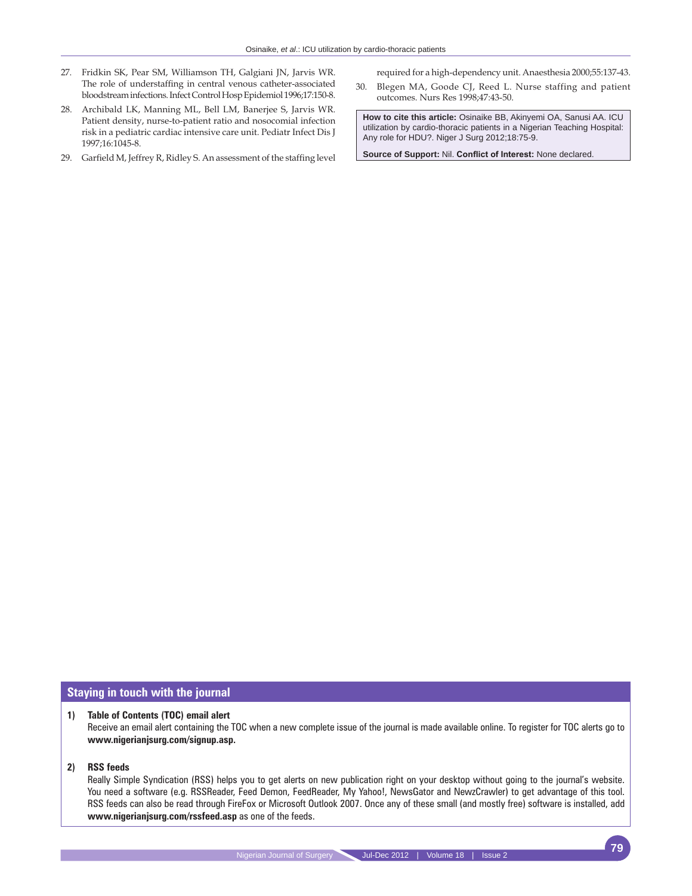27. Fridkin SK, Pear SM, Williamson TH, Galgiani JN, Jarvis WR. The role of understaffing in central venous catheter-associated bloodstream infections. Infect Control Hosp Epidemiol 1996;17:150-8.
28. Archibald LK, Manning ML, Bell LM, Banerjee S, Jarvis WR. Patient density, nurse-to-patient ratio and nosocomial infection risk in a pediatric cardiac intensive care unit. Pediatr Infect Dis J 1997;16:1045-8.
29. Garfield M, Jeffrey R, Ridley S. An assessment of the staffing level required for a high-dependency unit. Anaesthesia 2000;55:137-43.
30. Blegen MA, Goode CJ, Reed L. Nurse staffing and patient outcomes. Nurs Res 1998;47:43-50.

**How to cite this article:** Osinaike BB, Akinyemi OA, Sanusi AA. ICU utilization by cardio-thoracic patients in a Nigerian Teaching Hospital: Any role for HDU?. Niger J Surg 2012;18:75-9.

**Source of Support:** Nil. **Conflict of Interest:** None declared.

## Staying in touch with the journal

1) **Table of Contents (TOC) email alert**
Receive an email alert containing the TOC when a new complete issue of the journal is made available online. To register for TOC alerts go to **www.nigerianjsurg.com/signup.asp.**

2) **RSS feeds**
Really Simple Syndication (RSS) helps you to get alerts on new publication right on your desktop without going to the journal's website. You need a software (e.g. RSSReader, Feed Demon, FeedReader, My Yahoo!, NewsGator and NewzCrawler) to get advantage of this tool. RSS feeds can also be read through FireFox or Microsoft Outlook 2007. Once any of these small (and mostly free) software is installed, add **www.nigerianjsurg.com/rssfeed.asp** as one of the feeds.